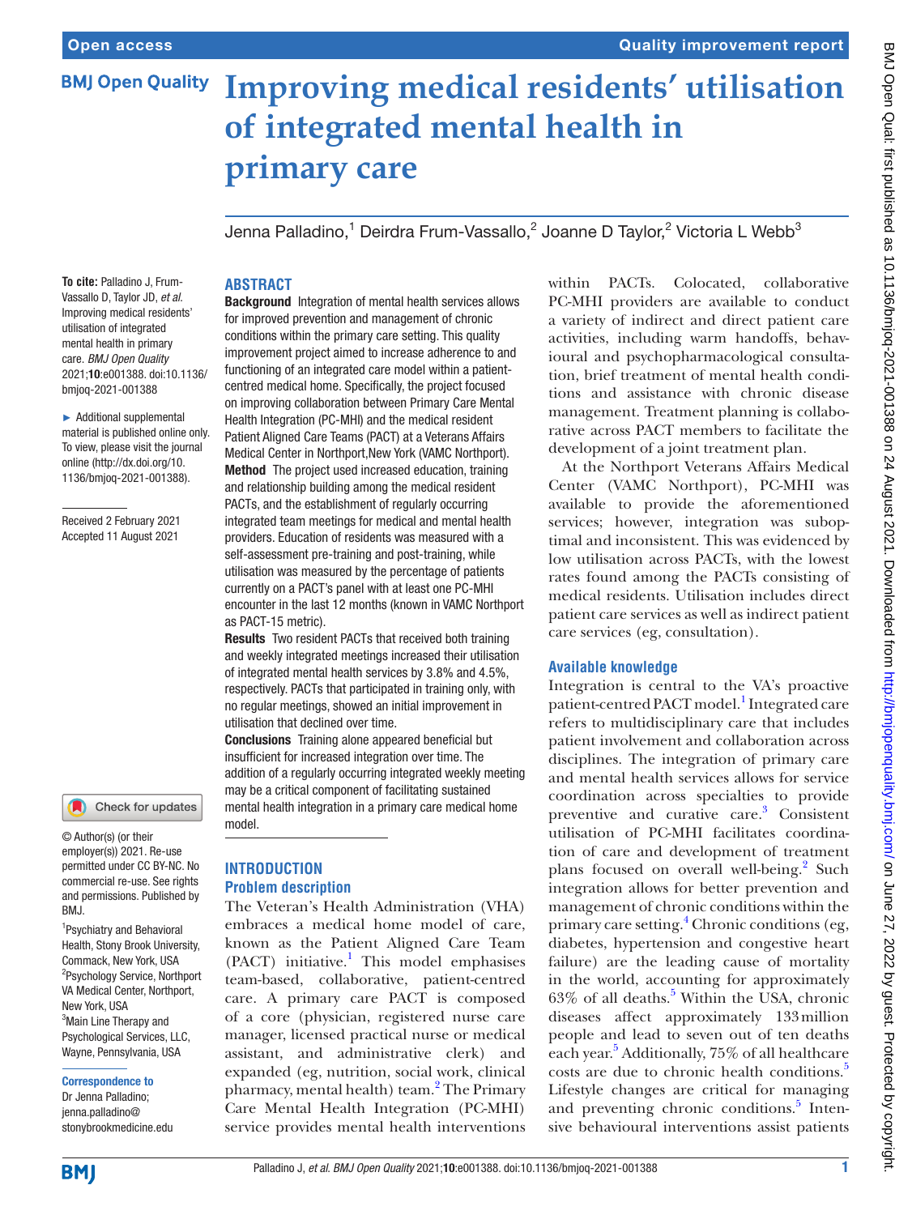# Improving medical residents' utilisation of integrated mental health in primary care

Jenna Palladino,[1] Deirdra Frum-Vassallo,[2] Joanne D Taylor,[2] Victoria L Webb[3]

**To cite:** Palladino J, Frum-Vassallo D, Taylor JD, *et al*. Improving medical residents' utilisation of integrated mental health in primary care. *BMJ Open Quality* 2021;**10**:e001388. doi:10.1136/bmjoq-2021-001388

► Additional supplemental material is published online only. To view, please visit the journal online (http://dx.doi.org/10.1136/bmjoq-2021-001388).

Received 2 February 2021
Accepted 11 August 2021

© Author(s) (or their employer(s)) 2021. Re-use permitted under CC BY-NC. No commercial re-use. See rights and permissions. Published by BMJ.

[1]Psychiatry and Behavioral Health, Stony Brook University, Commack, New York, USA
[2]Psychology Service, Northport VA Medical Center, Northport, New York, USA
[3]Main Line Therapy and Psychological Services, LLC, Wayne, Pennsylvania, USA

**Correspondence to**
Dr Jenna Palladino; jenna.palladino@stonybrookmedicine.edu

## ABSTRACT

**Background** Integration of mental health services allows for improved prevention and management of chronic conditions within the primary care setting. This quality improvement project aimed to increase adherence to and functioning of an integrated care model within a patient-centred medical home. Specifically, the project focused on improving collaboration between Primary Care Mental Health Integration (PC-MHI) and the medical resident Patient Aligned Care Teams (PACT) at a Veterans Affairs Medical Center in Northport,New York (VAMC Northport).

**Method** The project used increased education, training and relationship building among the medical resident PACTs, and the establishment of regularly occurring integrated team meetings for medical and mental health providers. Education of residents was measured with a self-assessment pre-training and post-training, while utilisation was measured by the percentage of patients currently on a PACT's panel with at least one PC-MHI encounter in the last 12 months (known in VAMC Northport as PACT-15 metric).

**Results** Two resident PACTs that received both training and weekly integrated meetings increased their utilisation of integrated mental health services by 3.8% and 4.5%, respectively. PACTs that participated in training only, with no regular meetings, showed an initial improvement in utilisation that declined over time.

**Conclusions** Training alone appeared beneficial but insufficient for increased integration over time. The addition of a regularly occurring integrated weekly meeting may be a critical component of facilitating sustained mental health integration in a primary care medical home model.

## INTRODUCTION

### Problem description

The Veteran's Health Administration (VHA) embraces a medical home model of care, known as the Patient Aligned Care Team (PACT) initiative.[1] This model emphasises team-based, collaborative, patient-centred care. A primary care PACT is composed of a core (physician, registered nurse care manager, licensed practical nurse or medical assistant, and administrative clerk) and expanded (eg, nutrition, social work, clinical pharmacy, mental health) team.[2] The Primary Care Mental Health Integration (PC-MHI) service provides mental health interventions within PACTs. Colocated, collaborative PC-MHI providers are available to conduct a variety of indirect and direct patient care activities, including warm handoffs, behavioural and psychopharmacological consultation, brief treatment of mental health conditions and assistance with chronic disease management. Treatment planning is collaborative across PACT members to facilitate the development of a joint treatment plan.

At the Northport Veterans Affairs Medical Center (VAMC Northport), PC-MHI was available to provide the aforementioned services; however, integration was suboptimal and inconsistent. This was evidenced by low utilisation across PACTs, with the lowest rates found among the PACTs consisting of medical residents. Utilisation includes direct patient care services as well as indirect patient care services (eg, consultation).

### Available knowledge

Integration is central to the VA's proactive patient-centred PACT model.[1] Integrated care refers to multidisciplinary care that includes patient involvement and collaboration across disciplines. The integration of primary care and mental health services allows for service coordination across specialties to provide preventive and curative care.[3] Consistent utilisation of PC-MHI facilitates coordination of care and development of treatment plans focused on overall well-being.[2] Such integration allows for better prevention and management of chronic conditions within the primary care setting.[4] Chronic conditions (eg, diabetes, hypertension and congestive heart failure) are the leading cause of mortality in the world, accounting for approximately 63% of all deaths.[5] Within the USA, chronic diseases affect approximately 133 million people and lead to seven out of ten deaths each year.[5] Additionally, 75% of all healthcare costs are due to chronic health conditions.[5] Lifestyle changes are critical for managing and preventing chronic conditions.[5] Intensive behavioural interventions assist patients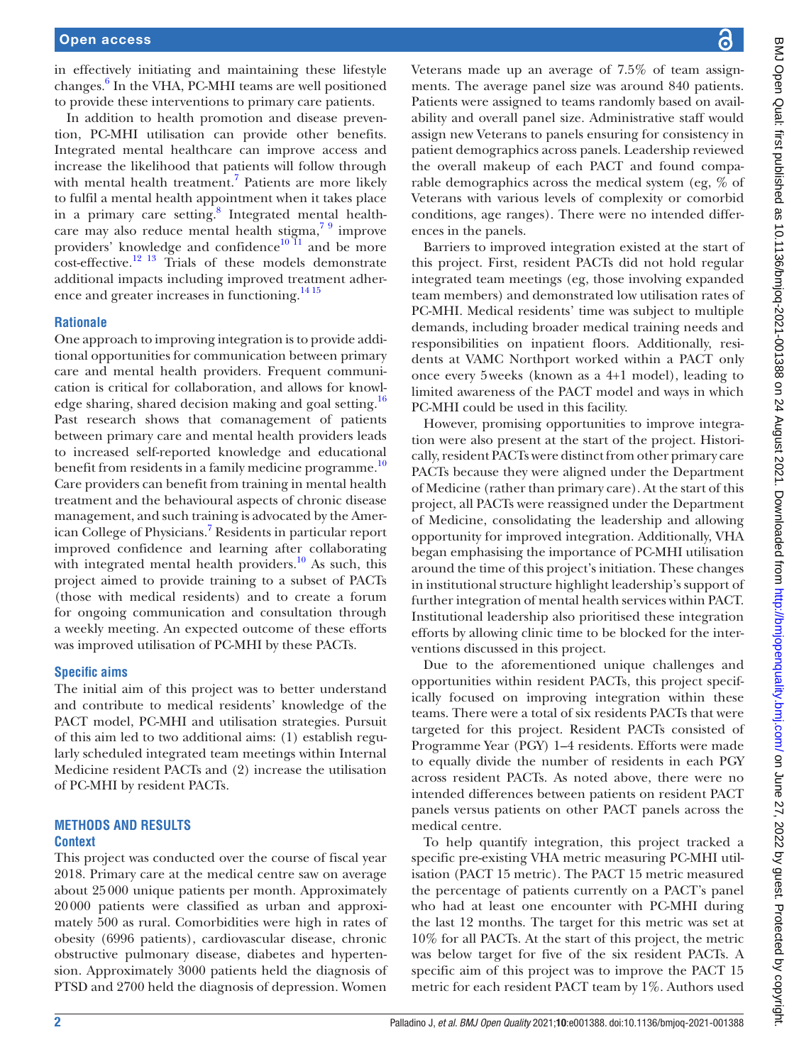in effectively initiating and maintaining these lifestyle changes.[6] In the VHA, PC-MHI teams are well positioned to provide these interventions to primary care patients.

In addition to health promotion and disease prevention, PC-MHI utilisation can provide other benefits. Integrated mental healthcare can improve access and increase the likelihood that patients will follow through with mental health treatment.[7] Patients are more likely to fulfil a mental health appointment when it takes place in a primary care setting.[8] Integrated mental healthcare may also reduce mental health stigma,[7,9] improve providers' knowledge and confidence[10,11] and be more cost-effective.[12,13] Trials of these models demonstrate additional impacts including improved treatment adherence and greater increases in functioning.[14,15]

### Rationale

One approach to improving integration is to provide additional opportunities for communication between primary care and mental health providers. Frequent communication is critical for collaboration, and allows for knowledge sharing, shared decision making and goal setting.[16] Past research shows that comanagement of patients between primary care and mental health providers leads to increased self-reported knowledge and educational benefit from residents in a family medicine programme.[10] Care providers can benefit from training in mental health treatment and the behavioural aspects of chronic disease management, and such training is advocated by the American College of Physicians.[7] Residents in particular report improved confidence and learning after collaborating with integrated mental health providers.[10] As such, this project aimed to provide training to a subset of PACTs (those with medical residents) and to create a forum for ongoing communication and consultation through a weekly meeting. An expected outcome of these efforts was improved utilisation of PC-MHI by these PACTs.

### Specific aims

The initial aim of this project was to better understand and contribute to medical residents' knowledge of the PACT model, PC-MHI and utilisation strategies. Pursuit of this aim led to two additional aims: (1) establish regularly scheduled integrated team meetings within Internal Medicine resident PACTs and (2) increase the utilisation of PC-MHI by resident PACTs.

## METHODS AND RESULTS

### Context

This project was conducted over the course of fiscal year 2018. Primary care at the medical centre saw on average about 25 000 unique patients per month. Approximately 20 000 patients were classified as urban and approximately 500 as rural. Comorbidities were high in rates of obesity (6996 patients), cardiovascular disease, chronic obstructive pulmonary disease, diabetes and hypertension. Approximately 3000 patients held the diagnosis of PTSD and 2700 held the diagnosis of depression. Women Veterans made up an average of 7.5% of team assignments. The average panel size was around 840 patients. Patients were assigned to teams randomly based on availability and overall panel size. Administrative staff would assign new Veterans to panels ensuring for consistency in patient demographics across panels. Leadership reviewed the overall makeup of each PACT and found comparable demographics across the medical system (eg, % of Veterans with various levels of complexity or comorbid conditions, age ranges). There were no intended differences in the panels.

Barriers to improved integration existed at the start of this project. First, resident PACTs did not hold regular integrated team meetings (eg, those involving expanded team members) and demonstrated low utilisation rates of PC-MHI. Medical residents' time was subject to multiple demands, including broader medical training needs and responsibilities on inpatient floors. Additionally, residents at VAMC Northport worked within a PACT only once every 5 weeks (known as a 4+1 model), leading to limited awareness of the PACT model and ways in which PC-MHI could be used in this facility.

However, promising opportunities to improve integration were also present at the start of the project. Historically, resident PACTs were distinct from other primary care PACTs because they were aligned under the Department of Medicine (rather than primary care). At the start of this project, all PACTs were reassigned under the Department of Medicine, consolidating the leadership and allowing opportunity for improved integration. Additionally, VHA began emphasising the importance of PC-MHI utilisation around the time of this project's initiation. These changes in institutional structure highlight leadership's support of further integration of mental health services within PACT. Institutional leadership also prioritised these integration efforts by allowing clinic time to be blocked for the interventions discussed in this project.

Due to the aforementioned unique challenges and opportunities within resident PACTs, this project specifically focused on improving integration within these teams. There were a total of six residents PACTs that were targeted for this project. Resident PACTs consisted of Programme Year (PGY) 1–4 residents. Efforts were made to equally divide the number of residents in each PGY across resident PACTs. As noted above, there were no intended differences between patients on resident PACT panels versus patients on other PACT panels across the medical centre.

To help quantify integration, this project tracked a specific pre-existing VHA metric measuring PC-MHI utilisation (PACT 15 metric). The PACT 15 metric measured the percentage of patients currently on a PACT's panel who had at least one encounter with PC-MHI during the last 12 months. The target for this metric was set at 10% for all PACTs. At the start of this project, the metric was below target for five of the six resident PACTs. A specific aim of this project was to improve the PACT 15 metric for each resident PACT team by 1%. Authors used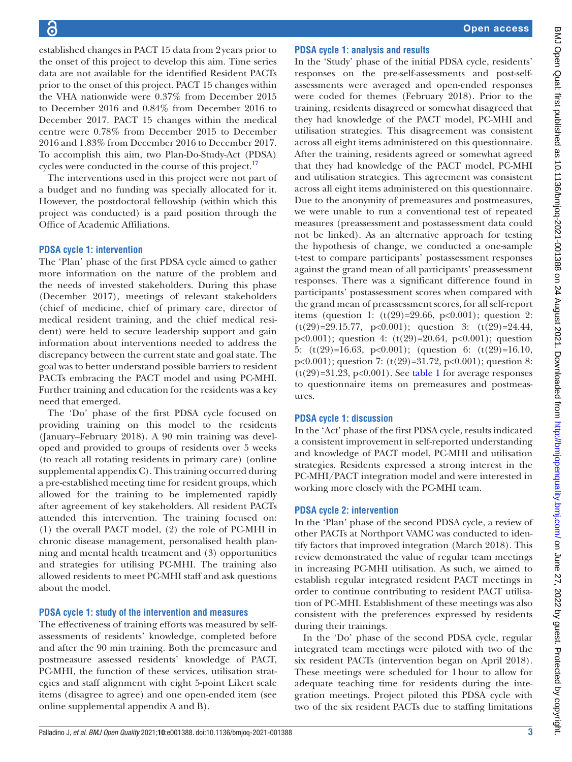established changes in PACT 15 data from 2 years prior to the onset of this project to develop this aim. Time series data are not available for the identified Resident PACTs prior to the onset of this project. PACT 15 changes within the VHA nationwide were 0.37% from December 2015 to December 2016 and 0.84% from December 2016 to December 2017. PACT 15 changes within the medical centre were 0.78% from December 2015 to December 2016 and 1.83% from December 2016 to December 2017. To accomplish this aim, two Plan-Do-Study-Act (PDSA) cycles were conducted in the course of this project.[17]

The interventions used in this project were not part of a budget and no funding was specially allocated for it. However, the postdoctoral fellowship (within which this project was conducted) is a paid position through the Office of Academic Affiliations.

### PDSA cycle 1: intervention

The 'Plan' phase of the first PDSA cycle aimed to gather more information on the nature of the problem and the needs of invested stakeholders. During this phase (December 2017), meetings of relevant stakeholders (chief of medicine, chief of primary care, director of medical resident training, and the chief medical resident) were held to secure leadership support and gain information about interventions needed to address the discrepancy between the current state and goal state. The goal was to better understand possible barriers to resident PACTs embracing the PACT model and using PC-MHI. Further training and education for the residents was a key need that emerged.

The 'Do' phase of the first PDSA cycle focused on providing training on this model to the residents (January–February 2018). A 90 min training was developed and provided to groups of residents over 5 weeks (to reach all rotating residents in primary care) (online supplemental appendix C). This training occurred during a pre-established meeting time for resident groups, which allowed for the training to be implemented rapidly after agreement of key stakeholders. All resident PACTs attended this intervention. The training focused on: (1) the overall PACT model, (2) the role of PC-MHI in chronic disease management, personalised health planning and mental health treatment and (3) opportunities and strategies for utilising PC-MHI. The training also allowed residents to meet PC-MHI staff and ask questions about the model.

### PDSA cycle 1: study of the intervention and measures

The effectiveness of training efforts was measured by self-assessments of residents' knowledge, completed before and after the 90 min training. Both the premeasure and postmeasure assessed residents' knowledge of PACT, PC-MHI, the function of these services, utilisation strategies and staff alignment with eight 5-point Likert scale items (disagree to agree) and one open-ended item (see online supplemental appendix A and B).

### PDSA cycle 1: analysis and results

In the 'Study' phase of the initial PDSA cycle, residents' responses on the pre-self-assessments and post-self-assessments were averaged and open-ended responses were coded for themes (February 2018). Prior to the training, residents disagreed or somewhat disagreed that they had knowledge of the PACT model, PC-MHI and utilisation strategies. This disagreement was consistent across all eight items administered on this questionnaire. After the training, residents agreed or somewhat agreed that they had knowledge of the PACT model, PC-MHI and utilisation strategies. This agreement was consistent across all eight items administered on this questionnaire. Due to the anonymity of premeasures and postmeasures, we were unable to run a conventional test of repeated measures (preassessment and postassessment data could not be linked). As an alternative approach for testing the hypothesis of change, we conducted a one-sample t-test to compare participants' postassessment responses against the grand mean of all participants' preassessment responses. There was a significant difference found in participants' postassessment scores when compared with the grand mean of preassessment scores, for all self-report items (question 1: ($t(29)=29.66$, $p<0.001$); question 2: ($t(29)=29.15.77$, $p<0.001$); question 3: ($t(29)=24.44$, $p<0.001$); question 4: ($t(29)=20.64$, $p<0.001$); question 5: ($t(29)=16.63$, $p<0.001$); (question 6: ($t(29)=16.10$, $p<0.001$); question 7: ($t(29)=31.72$, $p<0.001$); question 8: ($t(29)=31.23$, $p<0.001$). See table 1 for average responses to questionnaire items on premeasures and postmeasures.

### PDSA cycle 1: discussion

In the 'Act' phase of the first PDSA cycle, results indicated a consistent improvement in self-reported understanding and knowledge of PACT model, PC-MHI and utilisation strategies. Residents expressed a strong interest in the PC-MHI/PACT integration model and were interested in working more closely with the PC-MHI team.

### PDSA cycle 2: intervention

In the 'Plan' phase of the second PDSA cycle, a review of other PACTs at Northport VAMC was conducted to identify factors that improved integration (March 2018). This review demonstrated the value of regular team meetings in increasing PC-MHI utilisation. As such, we aimed to establish regular integrated resident PACT meetings in order to continue contributing to resident PACT utilisation of PC-MHI. Establishment of these meetings was also consistent with the preferences expressed by residents during their trainings.

In the 'Do' phase of the second PDSA cycle, regular integrated team meetings were piloted with two of the six resident PACTs (intervention began on April 2018). These meetings were scheduled for 1 hour to allow for adequate teaching time for residents during the integration meetings. Project piloted this PDSA cycle with two of the six resident PACTs due to staffing limitations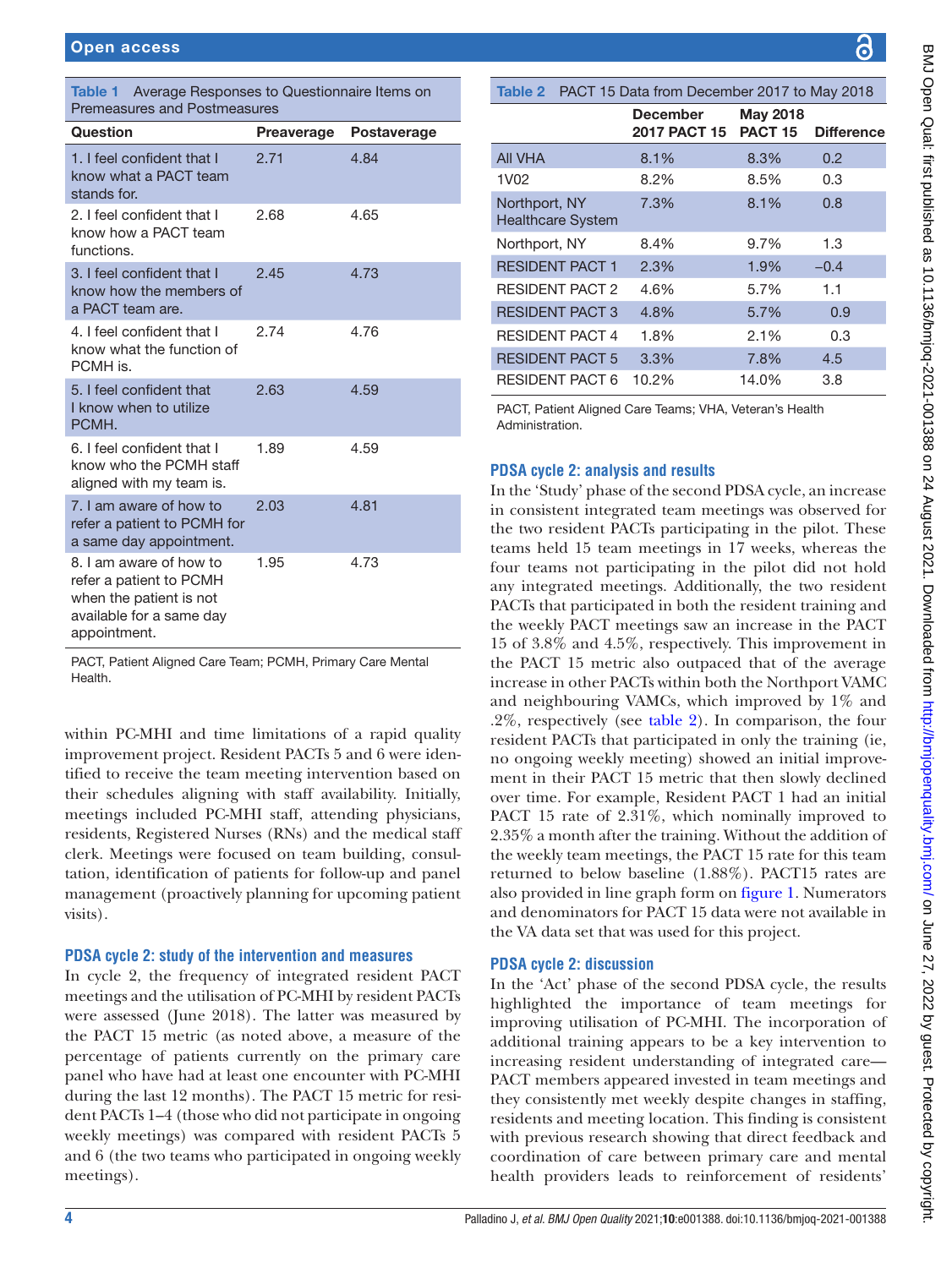**Table 1** Average Responses to Questionnaire Items on Premeasures and Postmeasures

| Question | Preaverage | Postaverage |
|---|---|---|
| 1. I feel confident that I know what a PACT team stands for. | 2.71 | 4.84 |
| 2. I feel confident that I know how a PACT team functions. | 2.68 | 4.65 |
| 3. I feel confident that I know how the members of a PACT team are. | 2.45 | 4.73 |
| 4. I feel confident that I know what the function of PCMH is. | 2.74 | 4.76 |
| 5. I feel confident that I know when to utilize PCMH. | 2.63 | 4.59 |
| 6. I feel confident that I know who the PCMH staff aligned with my team is. | 1.89 | 4.59 |
| 7. I am aware of how to refer a patient to PCMH for a same day appointment. | 2.03 | 4.81 |
| 8. I am aware of how to refer a patient to PCMH when the patient is not available for a same day appointment. | 1.95 | 4.73 |

PACT, Patient Aligned Care Team; PCMH, Primary Care Mental Health.

within PC-MHI and time limitations of a rapid quality improvement project. Resident PACTs 5 and 6 were identified to receive the team meeting intervention based on their schedules aligning with staff availability. Initially, meetings included PC-MHI staff, attending physicians, residents, Registered Nurses (RNs) and the medical staff clerk. Meetings were focused on team building, consultation, identification of patients for follow-up and panel management (proactively planning for upcoming patient visits).

## PDSA cycle 2: study of the intervention and measures

In cycle 2, the frequency of integrated resident PACT meetings and the utilisation of PC-MHI by resident PACTs were assessed (June 2018). The latter was measured by the PACT 15 metric (as noted above, a measure of the percentage of patients currently on the primary care panel who have had at least one encounter with PC-MHI during the last 12 months). The PACT 15 metric for resident PACTs 1–4 (those who did not participate in ongoing weekly meetings) was compared with resident PACTs 5 and 6 (the two teams who participated in ongoing weekly meetings).

**Table 2** PACT 15 Data from December 2017 to May 2018

| | December 2017 PACT 15 | May 2018 PACT 15 | Difference |
|---|---|---|---|
| All VHA | 8.1% | 8.3% | 0.2 |
| 1V02 | 8.2% | 8.5% | 0.3 |
| Northport, NY Healthcare System | 7.3% | 8.1% | 0.8 |
| Northport, NY | 8.4% | 9.7% | 1.3 |
| RESIDENT PACT 1 | 2.3% | 1.9% | −0.4 |
| RESIDENT PACT 2 | 4.6% | 5.7% | 1.1 |
| RESIDENT PACT 3 | 4.8% | 5.7% | 0.9 |
| RESIDENT PACT 4 | 1.8% | 2.1% | 0.3 |
| RESIDENT PACT 5 | 3.3% | 7.8% | 4.5 |
| RESIDENT PACT 6 | 10.2% | 14.0% | 3.8 |

PACT, Patient Aligned Care Teams; VHA, Veteran's Health Administration.

## PDSA cycle 2: analysis and results

In the 'Study' phase of the second PDSA cycle, an increase in consistent integrated team meetings was observed for the two resident PACTs participating in the pilot. These teams held 15 team meetings in 17 weeks, whereas the four teams not participating in the pilot did not hold any integrated meetings. Additionally, the two resident PACTs that participated in both the resident training and the weekly PACT meetings saw an increase in the PACT 15 of 3.8% and 4.5%, respectively. This improvement in the PACT 15 metric also outpaced that of the average increase in other PACTs within both the Northport VAMC and neighbouring VAMCs, which improved by 1% and .2%, respectively (see table 2). In comparison, the four resident PACTs that participated in only the training (ie, no ongoing weekly meeting) showed an initial improvement in their PACT 15 metric that then slowly declined over time. For example, Resident PACT 1 had an initial PACT 15 rate of 2.31%, which nominally improved to 2.35% a month after the training. Without the addition of the weekly team meetings, the PACT 15 rate for this team returned to below baseline (1.88%). PACT15 rates are also provided in line graph form on figure 1. Numerators and denominators for PACT 15 data were not available in the VA data set that was used for this project.

## PDSA cycle 2: discussion

In the 'Act' phase of the second PDSA cycle, the results highlighted the importance of team meetings for improving utilisation of PC-MHI. The incorporation of additional training appears to be a key intervention to increasing resident understanding of integrated care—PACT members appeared invested in team meetings and they consistently met weekly despite changes in staffing, residents and meeting location. This finding is consistent with previous research showing that direct feedback and coordination of care between primary care and mental health providers leads to reinforcement of residents'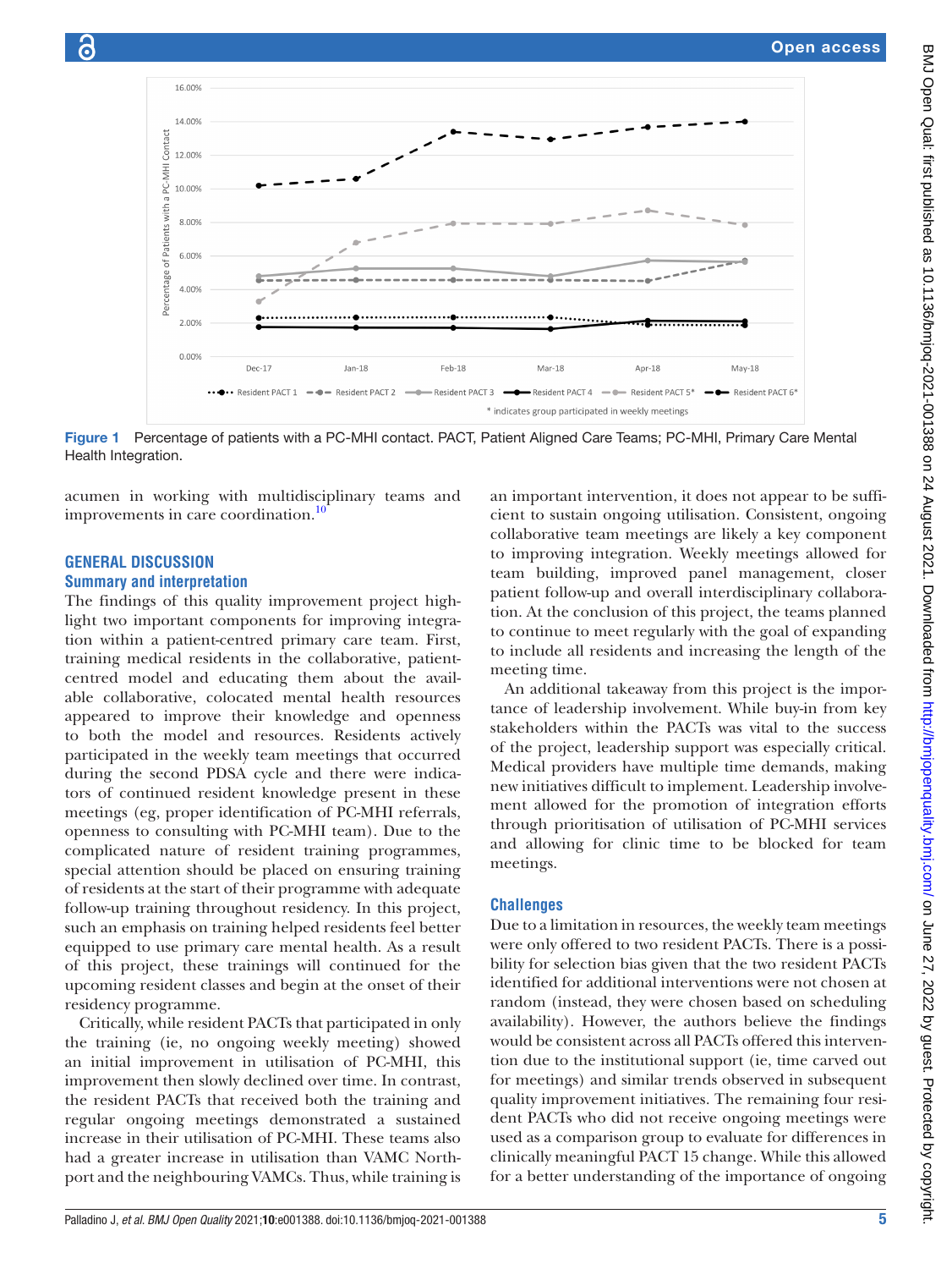Figure 1 Percentage of patients with a PC-MHI contact. PACT, Patient Aligned Care Teams; PC-MHI, Primary Care Mental Health Integration.

acumen in working with multidisciplinary teams and improvements in care coordination.[10]

## GENERAL DISCUSSION

### Summary and interpretation

The findings of this quality improvement project highlight two important components for improving integration within a patient-centred primary care team. First, training medical residents in the collaborative, patient-centred model and educating them about the available collaborative, colocated mental health resources appeared to improve their knowledge and openness to both the model and resources. Residents actively participated in the weekly team meetings that occurred during the second PDSA cycle and there were indicators of continued resident knowledge present in these meetings (eg, proper identification of PC-MHI referrals, openness to consulting with PC-MHI team). Due to the complicated nature of resident training programmes, special attention should be placed on ensuring training of residents at the start of their programme with adequate follow-up training throughout residency. In this project, such an emphasis on training helped residents feel better equipped to use primary care mental health. As a result of this project, these trainings will continued for the upcoming resident classes and begin at the onset of their residency programme.

Critically, while resident PACTs that participated in only the training (ie, no ongoing weekly meeting) showed an initial improvement in utilisation of PC-MHI, this improvement then slowly declined over time. In contrast, the resident PACTs that received both the training and regular ongoing meetings demonstrated a sustained increase in their utilisation of PC-MHI. These teams also had a greater increase in utilisation than VAMC Northport and the neighbouring VAMCs. Thus, while training is an important intervention, it does not appear to be sufficient to sustain ongoing utilisation. Consistent, ongoing collaborative team meetings are likely a key component to improving integration. Weekly meetings allowed for team building, improved panel management, closer patient follow-up and overall interdisciplinary collaboration. At the conclusion of this project, the teams planned to continue to meet regularly with the goal of expanding to include all residents and increasing the length of the meeting time.

An additional takeaway from this project is the importance of leadership involvement. While buy-in from key stakeholders within the PACTs was vital to the success of the project, leadership support was especially critical. Medical providers have multiple time demands, making new initiatives difficult to implement. Leadership involvement allowed for the promotion of integration efforts through prioritisation of utilisation of PC-MHI services and allowing for clinic time to be blocked for team meetings.

### Challenges

Due to a limitation in resources, the weekly team meetings were only offered to two resident PACTs. There is a possibility for selection bias given that the two resident PACTs identified for additional interventions were not chosen at random (instead, they were chosen based on scheduling availability). However, the authors believe the findings would be consistent across all PACTs offered this intervention due to the institutional support (ie, time carved out for meetings) and similar trends observed in subsequent quality improvement initiatives. The remaining four resident PACTs who did not receive ongoing meetings were used as a comparison group to evaluate for differences in clinically meaningful PACT 15 change. While this allowed for a better understanding of the importance of ongoing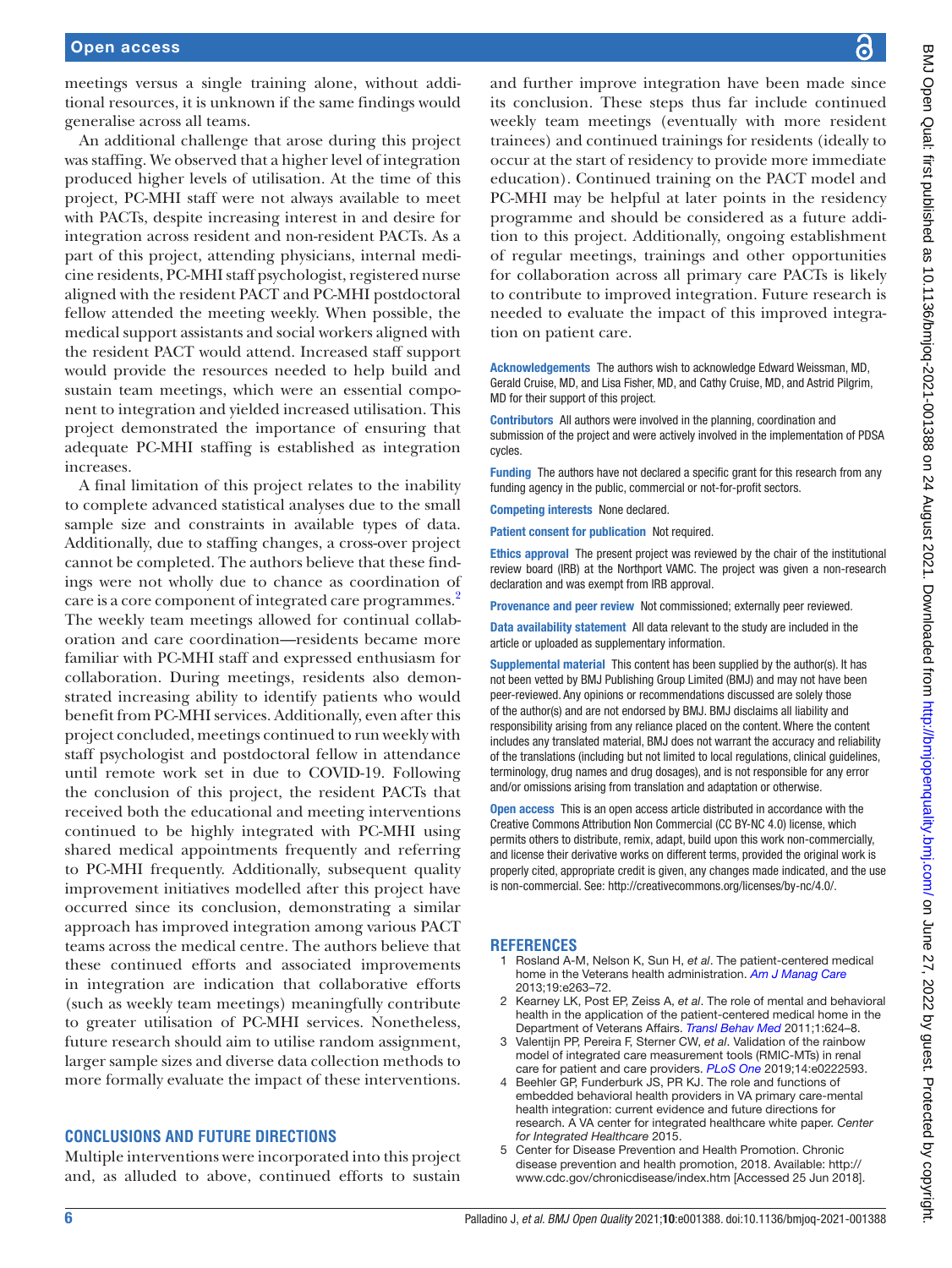meetings versus a single training alone, without additional resources, it is unknown if the same findings would generalise across all teams.

An additional challenge that arose during this project was staffing. We observed that a higher level of integration produced higher levels of utilisation. At the time of this project, PC-MHI staff were not always available to meet with PACTs, despite increasing interest in and desire for integration across resident and non-resident PACTs. As a part of this project, attending physicians, internal medicine residents, PC-MHI staff psychologist, registered nurse aligned with the resident PACT and PC-MHI postdoctoral fellow attended the meeting weekly. When possible, the medical support assistants and social workers aligned with the resident PACT would attend. Increased staff support would provide the resources needed to help build and sustain team meetings, which were an essential component to integration and yielded increased utilisation. This project demonstrated the importance of ensuring that adequate PC-MHI staffing is established as integration increases.

A final limitation of this project relates to the inability to complete advanced statistical analyses due to the small sample size and constraints in available types of data. Additionally, due to staffing changes, a cross-over project cannot be completed. The authors believe that these findings were not wholly due to chance as coordination of care is a core component of integrated care programmes.[2] The weekly team meetings allowed for continual collaboration and care coordination—residents became more familiar with PC-MHI staff and expressed enthusiasm for collaboration. During meetings, residents also demonstrated increasing ability to identify patients who would benefit from PC-MHI services. Additionally, even after this project concluded, meetings continued to run weekly with staff psychologist and postdoctoral fellow in attendance until remote work set in due to COVID-19. Following the conclusion of this project, the resident PACTs that received both the educational and meeting interventions continued to be highly integrated with PC-MHI using shared medical appointments frequently and referring to PC-MHI frequently. Additionally, subsequent quality improvement initiatives modelled after this project have occurred since its conclusion, demonstrating a similar approach has improved integration among various PACT teams across the medical centre. The authors believe that these continued efforts and associated improvements in integration are indication that collaborative efforts (such as weekly team meetings) meaningfully contribute to greater utilisation of PC-MHI services. Nonetheless, future research should aim to utilise random assignment, larger sample sizes and diverse data collection methods to more formally evaluate the impact of these interventions.

## CONCLUSIONS AND FUTURE DIRECTIONS

Multiple interventions were incorporated into this project and, as alluded to above, continued efforts to sustain and further improve integration have been made since its conclusion. These steps thus far include continued weekly team meetings (eventually with more resident trainees) and continued trainings for residents (ideally to occur at the start of residency to provide more immediate education). Continued training on the PACT model and PC-MHI may be helpful at later points in the residency programme and should be considered as a future addition to this project. Additionally, ongoing establishment of regular meetings, trainings and other opportunities for collaboration across all primary care PACTs is likely to contribute to improved integration. Future research is needed to evaluate the impact of this improved integration on patient care.

**Acknowledgements** The authors wish to acknowledge Edward Weissman, MD, Gerald Cruise, MD, and Lisa Fisher, MD, and Cathy Cruise, MD, and Astrid Pilgrim, MD for their support of this project.

**Contributors** All authors were involved in the planning, coordination and submission of the project and were actively involved in the implementation of PDSA cycles.

**Funding** The authors have not declared a specific grant for this research from any funding agency in the public, commercial or not-for-profit sectors.

**Competing interests** None declared.

**Patient consent for publication** Not required.

**Ethics approval** The present project was reviewed by the chair of the institutional review board (IRB) at the Northport VAMC. The project was given a non-research declaration and was exempt from IRB approval.

**Provenance and peer review** Not commissioned; externally peer reviewed.

**Data availability statement** All data relevant to the study are included in the article or uploaded as supplementary information.

**Supplemental material** This content has been supplied by the author(s). It has not been vetted by BMJ Publishing Group Limited (BMJ) and may not have been peer-reviewed. Any opinions or recommendations discussed are solely those of the author(s) and are not endorsed by BMJ. BMJ disclaims all liability and responsibility arising from any reliance placed on the content. Where the content includes any translated material, BMJ does not warrant the accuracy and reliability of the translations (including but not limited to local regulations, clinical guidelines, terminology, drug names and drug dosages), and is not responsible for any error and/or omissions arising from translation and adaptation or otherwise.

**Open access** This is an open access article distributed in accordance with the Creative Commons Attribution Non Commercial (CC BY-NC 4.0) license, which permits others to distribute, remix, adapt, build upon this work non-commercially, and license their derivative works on different terms, provided the original work is properly cited, appropriate credit is given, any changes made indicated, and the use is non-commercial. See: http://creativecommons.org/licenses/by-nc/4.0/.

## REFERENCES

1. Rosland A-M, Nelson K, Sun H, *et al*. The patient-centered medical home in the Veterans health administration. *Am J Manag Care* 2013;19:e263–72.
2. Kearney LK, Post EP, Zeiss A, *et al*. The role of mental and behavioral health in the application of the patient-centered medical home in the Department of Veterans Affairs. *Transl Behav Med* 2011;1:624–8.
3. Valentijn PP, Pereira F, Sterner CW, *et al*. Validation of the rainbow model of integrated care measurement tools (RMIC-MTs) in renal care for patient and care providers. *PLoS One* 2019;14:e0222593.
4. Beehler GP, Funderburk JS, PR KJ. The role and functions of embedded behavioral health providers in VA primary care-mental health integration: current evidence and future directions for research. A VA center for integrated healthcare white paper. *Center for Integrated Healthcare* 2015.
5. Center for Disease Prevention and Health Promotion. Chronic disease prevention and health promotion, 2018. Available: http://www.cdc.gov/chronicdisease/index.htm [Accessed 25 Jun 2018].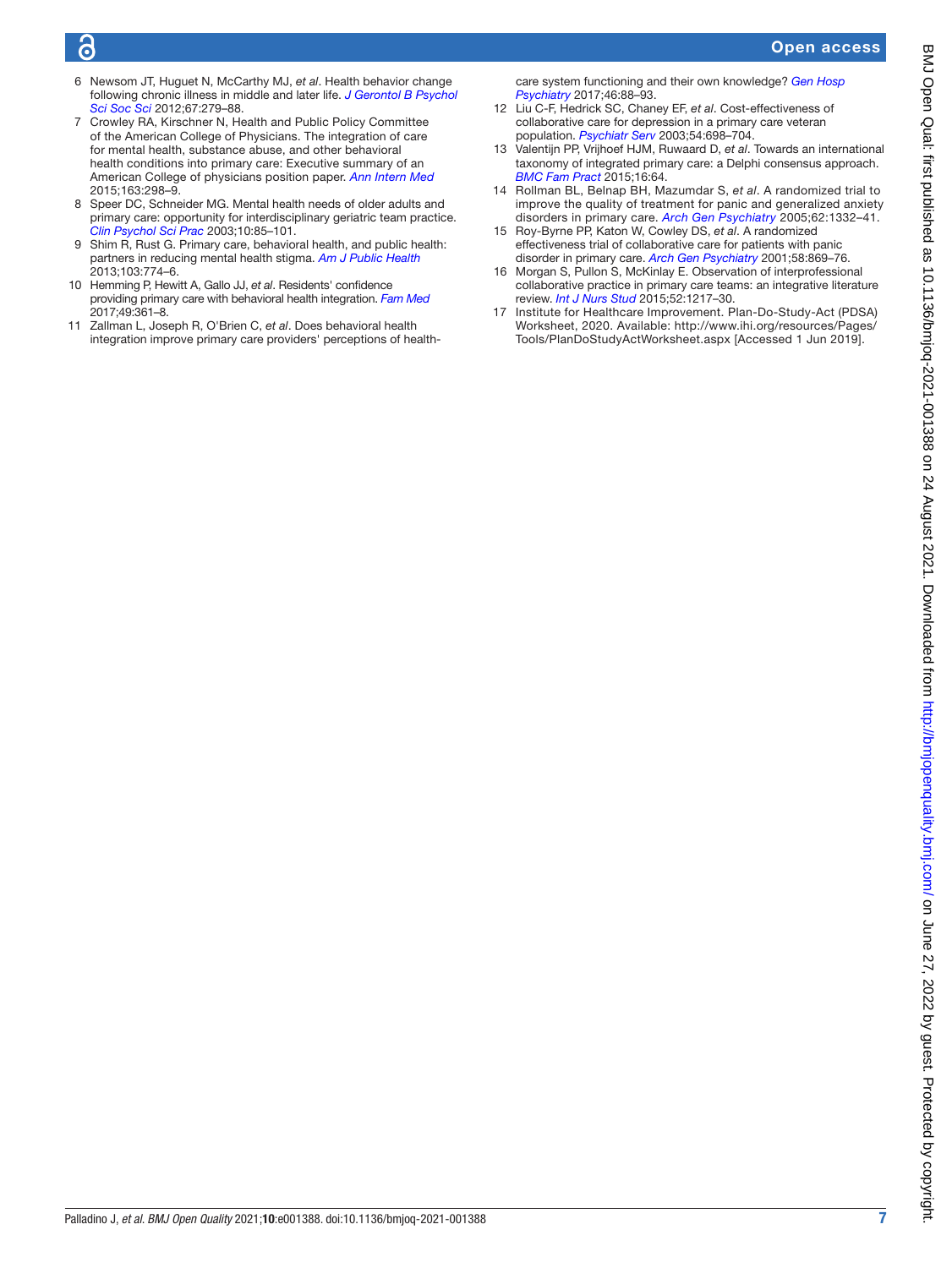6. Newsom JT, Huguet N, McCarthy MJ, *et al*. Health behavior change following chronic illness in middle and later life. *J Gerontol B Psychol Sci Soc Sci* 2012;67:279–88.
7. Crowley RA, Kirschner N, Health and Public Policy Committee of the American College of Physicians. The integration of care for mental health, substance abuse, and other behavioral health conditions into primary care: Executive summary of an American College of physicians position paper. *Ann Intern Med* 2015;163:298–9.
8. Speer DC, Schneider MG. Mental health needs of older adults and primary care: opportunity for interdisciplinary geriatric team practice. *Clin Psychol Sci Prac* 2003;10:85–101.
9. Shim R, Rust G. Primary care, behavioral health, and public health: partners in reducing mental health stigma. *Am J Public Health* 2013;103:774–6.
10. Hemming P, Hewitt A, Gallo JJ, *et al*. Residents' confidence providing primary care with behavioral health integration. *Fam Med* 2017;49:361–8.
11. Zallman L, Joseph R, O'Brien C, *et al*. Does behavioral health integration improve primary care providers' perceptions of health-care system functioning and their own knowledge? *Gen Hosp Psychiatry* 2017;46:88–93.
12. Liu C-F, Hedrick SC, Chaney EF, *et al*. Cost-effectiveness of collaborative care for depression in a primary care veteran population. *Psychiatr Serv* 2003;54:698–704.
13. Valentijn PP, Vrijhoef HJM, Ruwaard D, *et al*. Towards an international taxonomy of integrated primary care: a Delphi consensus approach. *BMC Fam Pract* 2015;16:64.
14. Rollman BL, Belnap BH, Mazumdar S, *et al*. A randomized trial to improve the quality of treatment for panic and generalized anxiety disorders in primary care. *Arch Gen Psychiatry* 2005;62:1332–41.
15. Roy-Byrne PP, Katon W, Cowley DS, *et al*. A randomized effectiveness trial of collaborative care for patients with panic disorder in primary care. *Arch Gen Psychiatry* 2001;58:869–76.
16. Morgan S, Pullon S, McKinlay E. Observation of interprofessional collaborative practice in primary care teams: an integrative literature review. *Int J Nurs Stud* 2015;52:1217–30.
17. Institute for Healthcare Improvement. Plan-Do-Study-Act (PDSA) Worksheet, 2020. Available: http://www.ihi.org/resources/Pages/Tools/PlanDoStudyActWorksheet.aspx [Accessed 1 Jun 2019].